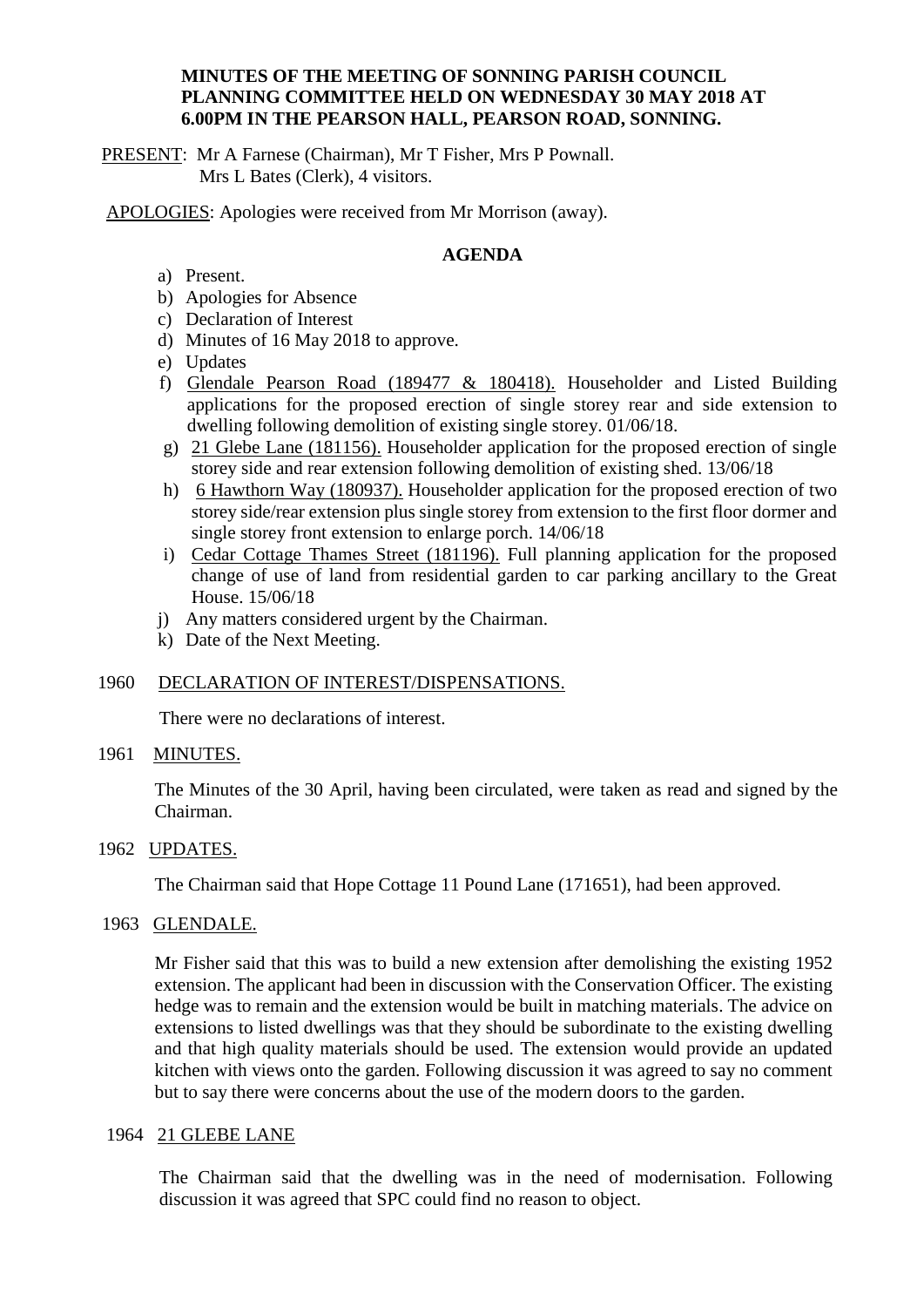**MINUTES OF THE MEETING OF SONNING PARISH COUNCIL PLANNING COMMITTEE HELD ON WEDNESDAY 30 MAY 2018 AT 6.00PM IN THE PEARSON HALL, PEARSON ROAD, SONNING.**

PRESENT: Mr A Farnese (Chairman), Mr T Fisher, Mrs P Pownall.
Mrs L Bates (Clerk), 4 visitors.

APOLOGIES: Apologies were received from Mr Morrison (away).

**AGENDA**

a) Present.
b) Apologies for Absence
c) Declaration of Interest
d) Minutes of 16 May 2018 to approve.
e) Updates
f) Glendale Pearson Road (189477 & 180418). Householder and Listed Building applications for the proposed erection of single storey rear and side extension to dwelling following demolition of existing single storey. 01/06/18.
g) 21 Glebe Lane (181156). Householder application for the proposed erection of single storey side and rear extension following demolition of existing shed. 13/06/18
h) 6 Hawthorn Way (180937). Householder application for the proposed erection of two storey side/rear extension plus single storey from extension to the first floor dormer and single storey front extension to enlarge porch. 14/06/18
i) Cedar Cottage Thames Street (181196). Full planning application for the proposed change of use of land from residential garden to car parking ancillary to the Great House. 15/06/18
j) Any matters considered urgent by the Chairman.
k) Date of the Next Meeting.

1960 DECLARATION OF INTEREST/DISPENSATIONS.

There were no declarations of interest.

1961 MINUTES.

The Minutes of the 30 April, having been circulated, were taken as read and signed by the Chairman.

1962 UPDATES.

The Chairman said that Hope Cottage 11 Pound Lane (171651), had been approved.

1963 GLENDALE.

Mr Fisher said that this was to build a new extension after demolishing the existing 1952 extension. The applicant had been in discussion with the Conservation Officer. The existing hedge was to remain and the extension would be built in matching materials. The advice on extensions to listed dwellings was that they should be subordinate to the existing dwelling and that high quality materials should be used. The extension would provide an updated kitchen with views onto the garden. Following discussion it was agreed to say no comment but to say there were concerns about the use of the modern doors to the garden.

1964 21 GLEBE LANE

The Chairman said that the dwelling was in the need of modernisation. Following discussion it was agreed that SPC could find no reason to object.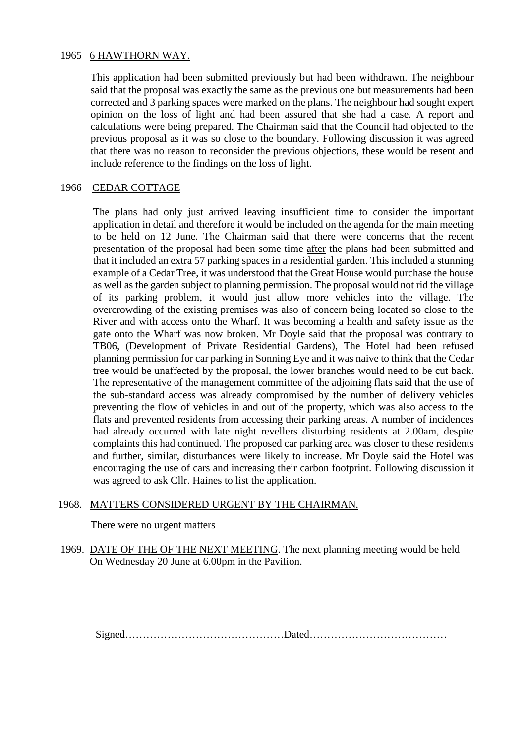1965 6 HAWTHORN WAY.

This application had been submitted previously but had been withdrawn. The neighbour said that the proposal was exactly the same as the previous one but measurements had been corrected and 3 parking spaces were marked on the plans. The neighbour had sought expert opinion on the loss of light and had been assured that she had a case. A report and calculations were being prepared. The Chairman said that the Council had objected to the previous proposal as it was so close to the boundary. Following discussion it was agreed that there was no reason to reconsider the previous objections, these would be resent and include reference to the findings on the loss of light.

1966 CEDAR COTTAGE

The plans had only just arrived leaving insufficient time to consider the important application in detail and therefore it would be included on the agenda for the main meeting to be held on 12 June. The Chairman said that there were concerns that the recent presentation of the proposal had been some time after the plans had been submitted and that it included an extra 57 parking spaces in a residential garden. This included a stunning example of a Cedar Tree, it was understood that the Great House would purchase the house as well as the garden subject to planning permission. The proposal would not rid the village of its parking problem, it would just allow more vehicles into the village. The overcrowding of the existing premises was also of concern being located so close to the River and with access onto the Wharf. It was becoming a health and safety issue as the gate onto the Wharf was now broken. Mr Doyle said that the proposal was contrary to TB06, (Development of Private Residential Gardens), The Hotel had been refused planning permission for car parking in Sonning Eye and it was naive to think that the Cedar tree would be unaffected by the proposal, the lower branches would need to be cut back. The representative of the management committee of the adjoining flats said that the use of the sub-standard access was already compromised by the number of delivery vehicles preventing the flow of vehicles in and out of the property, which was also access to the flats and prevented residents from accessing their parking areas. A number of incidences had already occurred with late night revellers disturbing residents at 2.00am, despite complaints this had continued. The proposed car parking area was closer to these residents and further, similar, disturbances were likely to increase. Mr Doyle said the Hotel was encouraging the use of cars and increasing their carbon footprint. Following discussion it was agreed to ask Cllr. Haines to list the application.

1968. MATTERS CONSIDERED URGENT BY THE CHAIRMAN.

There were no urgent matters

1969. DATE OF THE OF THE NEXT MEETING. The next planning meeting would be held On Wednesday 20 June at 6.00pm in the Pavilion.

Signed………………………………………Dated…………………………………